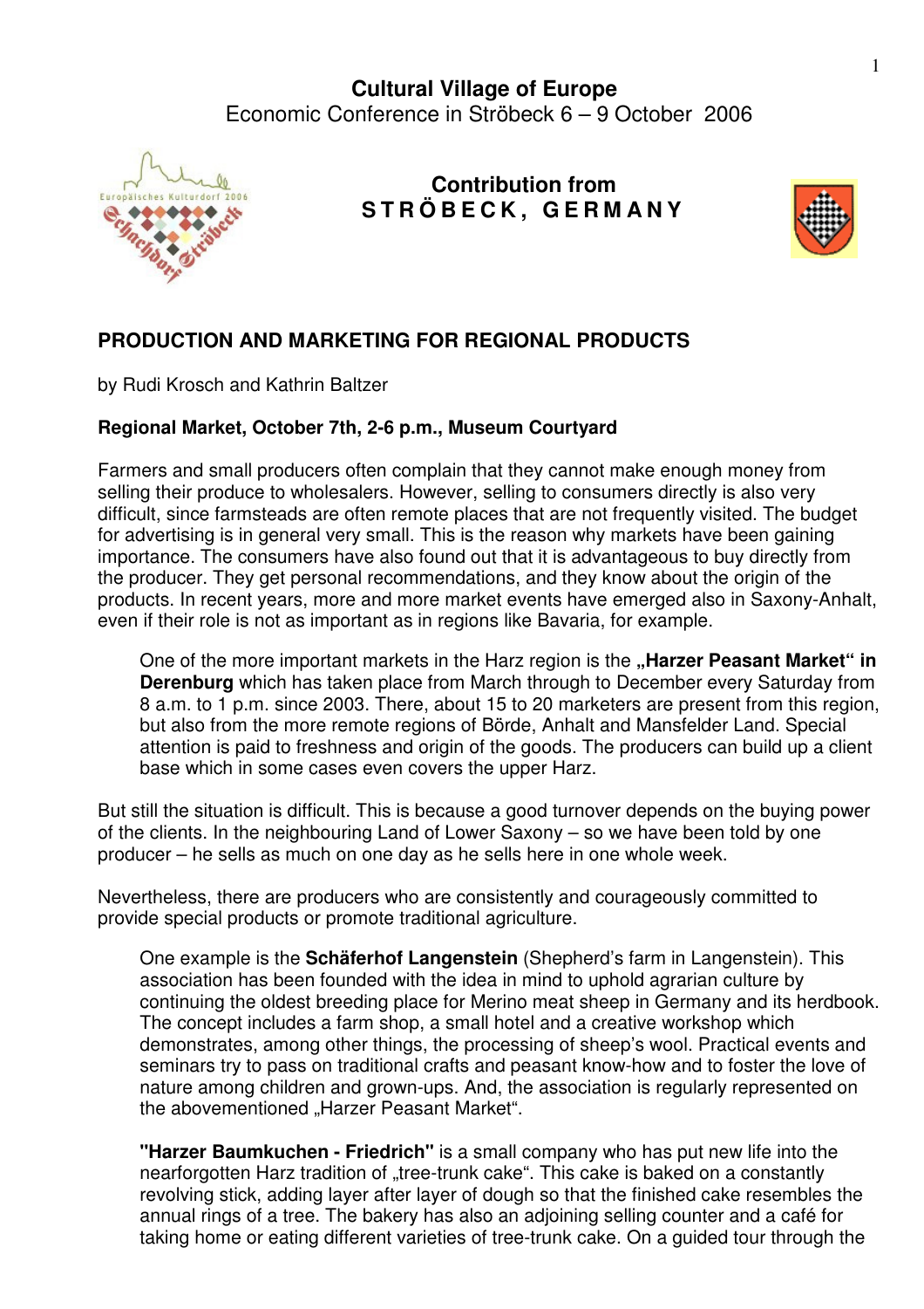**Cultural Village of Europe**
Economic Conference in Ströbeck 6 – 9 October 2006

**Contribution from**
**S T R Ö B E C K , G E R M A N Y**

## PRODUCTION AND MARKETING FOR REGIONAL PRODUCTS

by Rudi Krosch and Kathrin Baltzer

**Regional Market, October 7th, 2-6 p.m., Museum Courtyard**

Farmers and small producers often complain that they cannot make enough money from selling their produce to wholesalers. However, selling to consumers directly is also very difficult, since farmsteads are often remote places that are not frequently visited. The budget for advertising is in general very small. This is the reason why markets have been gaining importance. The consumers have also found out that it is advantageous to buy directly from the producer. They get personal recommendations, and they know about the origin of the products. In recent years, more and more market events have emerged also in Saxony-Anhalt, even if their role is not as important as in regions like Bavaria, for example.

> One of the more important markets in the Harz region is the **„Harzer Peasant Market" in Derenburg** which has taken place from March through to December every Saturday from 8 a.m. to 1 p.m. since 2003. There, about 15 to 20 marketers are present from this region, but also from the more remote regions of Börde, Anhalt and Mansfelder Land. Special attention is paid to freshness and origin of the goods. The producers can build up a client base which in some cases even covers the upper Harz.

But still the situation is difficult. This is because a good turnover depends on the buying power of the clients. In the neighbouring Land of Lower Saxony – so we have been told by one producer – he sells as much on one day as he sells here in one whole week.

Nevertheless, there are producers who are consistently and courageously committed to provide special products or promote traditional agriculture.

> One example is the **Schäferhof Langenstein** (Shepherd's farm in Langenstein). This association has been founded with the idea in mind to uphold agrarian culture by continuing the oldest breeding place for Merino meat sheep in Germany and its herdbook. The concept includes a farm shop, a small hotel and a creative workshop which demonstrates, among other things, the processing of sheep's wool. Practical events and seminars try to pass on traditional crafts and peasant know-how and to foster the love of nature among children and grown-ups. And, the association is regularly represented on the abovementioned „Harzer Peasant Market".

> **"Harzer Baumkuchen - Friedrich"** is a small company who has put new life into the nearforgotten Harz tradition of „tree-trunk cake". This cake is baked on a constantly revolving stick, adding layer after layer of dough so that the finished cake resembles the annual rings of a tree. The bakery has also an adjoining selling counter and a café for taking home or eating different varieties of tree-trunk cake. On a guided tour through the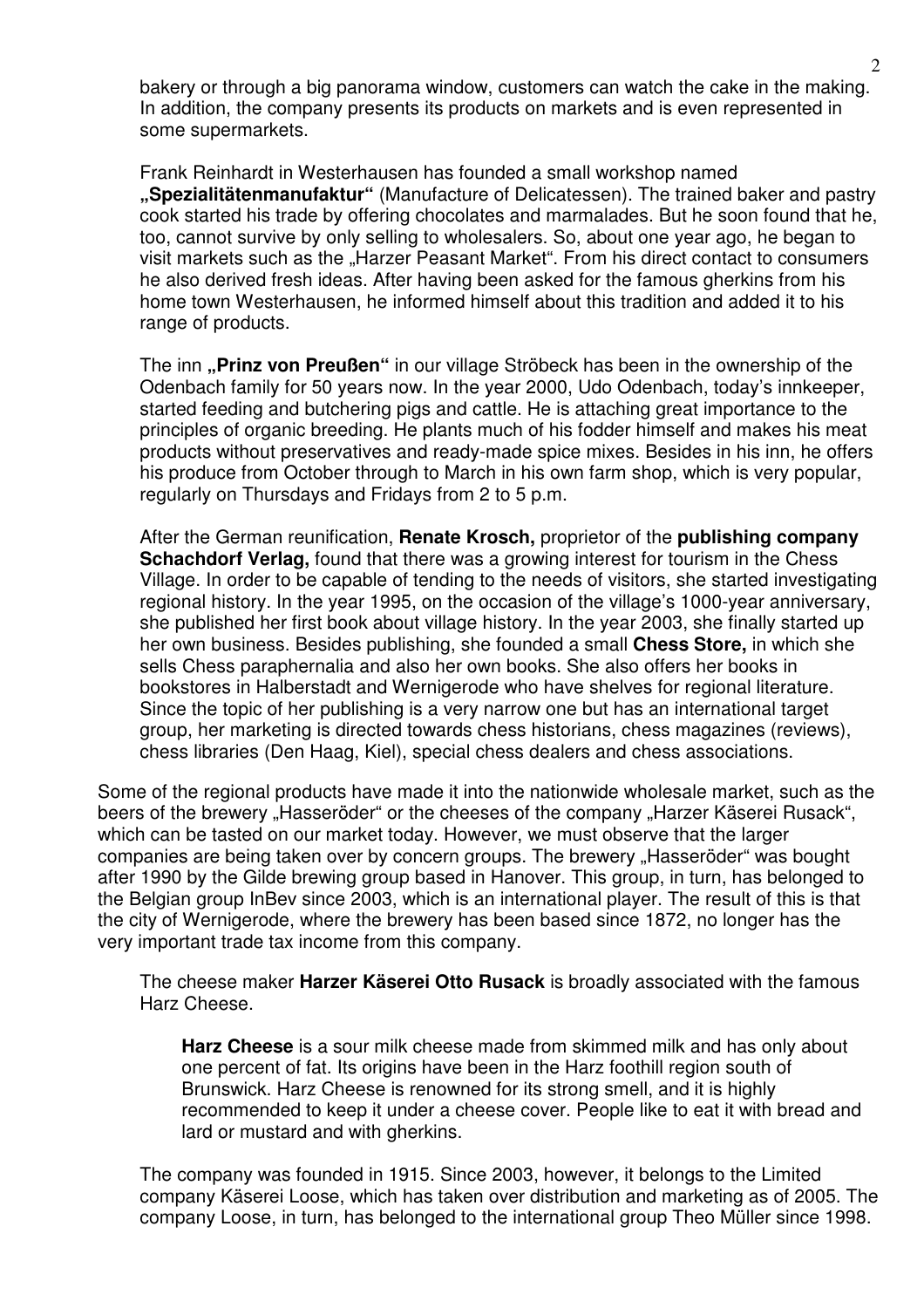bakery or through a big panorama window, customers can watch the cake in the making. In addition, the company presents its products on markets and is even represented in some supermarkets.

Frank Reinhardt in Westerhausen has founded a small workshop named **„Spezialitätenmanufaktur“** (Manufacture of Delicatessen). The trained baker and pastry cook started his trade by offering chocolates and marmalades. But he soon found that he, too, cannot survive by only selling to wholesalers. So, about one year ago, he began to visit markets such as the „Harzer Peasant Market“. From his direct contact to consumers he also derived fresh ideas. After having been asked for the famous gherkins from his home town Westerhausen, he informed himself about this tradition and added it to his range of products.

The inn **„Prinz von Preußen“** in our village Ströbeck has been in the ownership of the Odenbach family for 50 years now. In the year 2000, Udo Odenbach, today's innkeeper, started feeding and butchering pigs and cattle. He is attaching great importance to the principles of organic breeding. He plants much of his fodder himself and makes his meat products without preservatives and ready-made spice mixes. Besides in his inn, he offers his produce from October through to March in his own farm shop, which is very popular, regularly on Thursdays and Fridays from 2 to 5 p.m.

After the German reunification, **Renate Krosch,** proprietor of the **publishing company Schachdorf Verlag,** found that there was a growing interest for tourism in the Chess Village. In order to be capable of tending to the needs of visitors, she started investigating regional history. In the year 1995, on the occasion of the village's 1000-year anniversary, she published her first book about village history. In the year 2003, she finally started up her own business. Besides publishing, she founded a small **Chess Store,** in which she sells Chess paraphernalia and also her own books. She also offers her books in bookstores in Halberstadt and Wernigerode who have shelves for regional literature. Since the topic of her publishing is a very narrow one but has an international target group, her marketing is directed towards chess historians, chess magazines (reviews), chess libraries (Den Haag, Kiel), special chess dealers and chess associations.

Some of the regional products have made it into the nationwide wholesale market, such as the beers of the brewery „Hasseröder“ or the cheeses of the company „Harzer Käserei Rusack“, which can be tasted on our market today. However, we must observe that the larger companies are being taken over by concern groups. The brewery „Hasseröder“ was bought after 1990 by the Gilde brewing group based in Hanover. This group, in turn, has belonged to the Belgian group InBev since 2003, which is an international player. The result of this is that the city of Wernigerode, where the brewery has been based since 1872, no longer has the very important trade tax income from this company.

The cheese maker **Harzer Käserei Otto Rusack** is broadly associated with the famous Harz Cheese.

**Harz Cheese** is a sour milk cheese made from skimmed milk and has only about one percent of fat. Its origins have been in the Harz foothill region south of Brunswick. Harz Cheese is renowned for its strong smell, and it is highly recommended to keep it under a cheese cover. People like to eat it with bread and lard or mustard and with gherkins.

The company was founded in 1915. Since 2003, however, it belongs to the Limited company Käserei Loose, which has taken over distribution and marketing as of 2005. The company Loose, in turn, has belonged to the international group Theo Müller since 1998.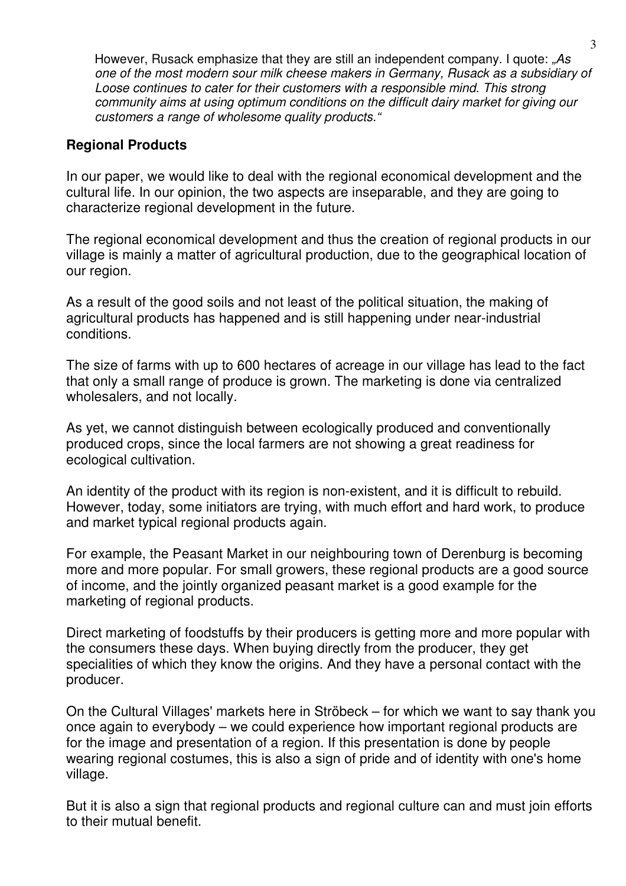However, Rusack emphasize that they are still an independent company. I quote: *„As one of the most modern sour milk cheese makers in Germany, Rusack as a subsidiary of Loose continues to cater for their customers with a responsible mind. This strong community aims at using optimum conditions on the difficult dairy market for giving our customers a range of wholesome quality products."*

**Regional Products**

In our paper, we would like to deal with the regional economical development and the cultural life. In our opinion, the two aspects are inseparable, and they are going to characterize regional development in the future.

The regional economical development and thus the creation of regional products in our village is mainly a matter of agricultural production, due to the geographical location of our region.

As a result of the good soils and not least of the political situation, the making of agricultural products has happened and is still happening under near-industrial conditions.

The size of farms with up to 600 hectares of acreage in our village has lead to the fact that only a small range of produce is grown. The marketing is done via centralized wholesalers, and not locally.

As yet, we cannot distinguish between ecologically produced and conventionally produced crops, since the local farmers are not showing a great readiness for ecological cultivation.

An identity of the product with its region is non-existent, and it is difficult to rebuild. However, today, some initiators are trying, with much effort and hard work, to produce and market typical regional products again.

For example, the Peasant Market in our neighbouring town of Derenburg is becoming more and more popular. For small growers, these regional products are a good source of income, and the jointly organized peasant market is a good example for the marketing of regional products.

Direct marketing of foodstuffs by their producers is getting more and more popular with the consumers these days. When buying directly from the producer, they get specialities of which they know the origins. And they have a personal contact with the producer.

On the Cultural Villages' markets here in Ströbeck – for which we want to say thank you once again to everybody – we could experience how important regional products are for the image and presentation of a region. If this presentation is done by people wearing regional costumes, this is also a sign of pride and of identity with one's home village.

But it is also a sign that regional products and regional culture can and must join efforts to their mutual benefit.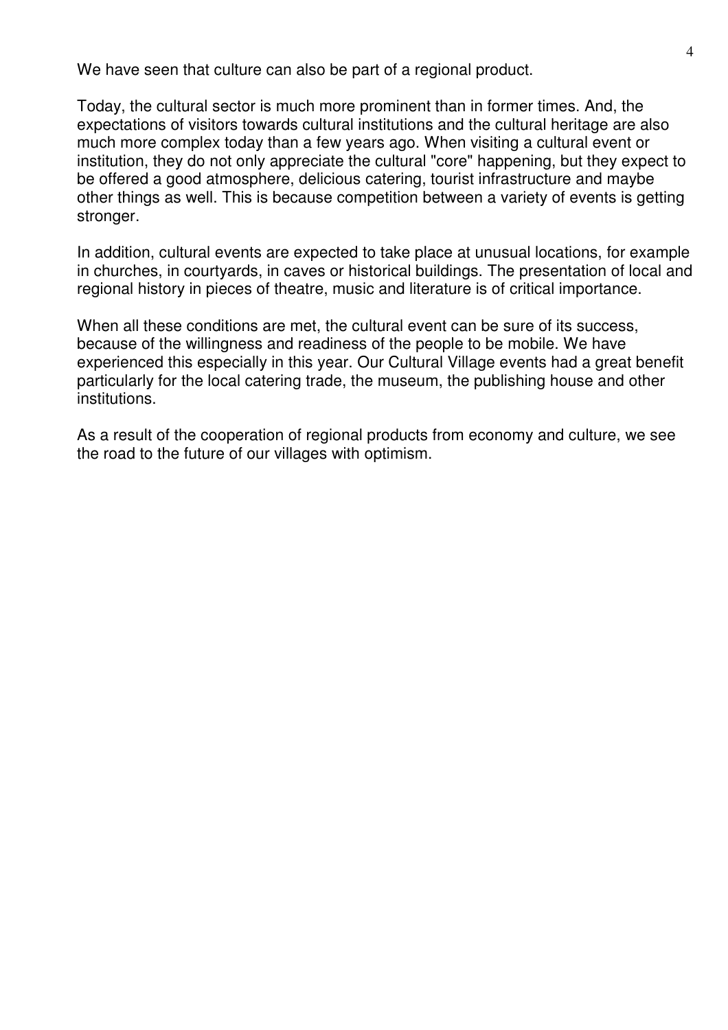We have seen that culture can also be part of a regional product.

Today, the cultural sector is much more prominent than in former times. And, the expectations of visitors towards cultural institutions and the cultural heritage are also much more complex today than a few years ago. When visiting a cultural event or institution, they do not only appreciate the cultural "core" happening, but they expect to be offered a good atmosphere, delicious catering, tourist infrastructure and maybe other things as well. This is because competition between a variety of events is getting stronger.

In addition, cultural events are expected to take place at unusual locations, for example in churches, in courtyards, in caves or historical buildings. The presentation of local and regional history in pieces of theatre, music and literature is of critical importance.

When all these conditions are met, the cultural event can be sure of its success, because of the willingness and readiness of the people to be mobile. We have experienced this especially in this year. Our Cultural Village events had a great benefit particularly for the local catering trade, the museum, the publishing house and other institutions.

As a result of the cooperation of regional products from economy and culture, we see the road to the future of our villages with optimism.